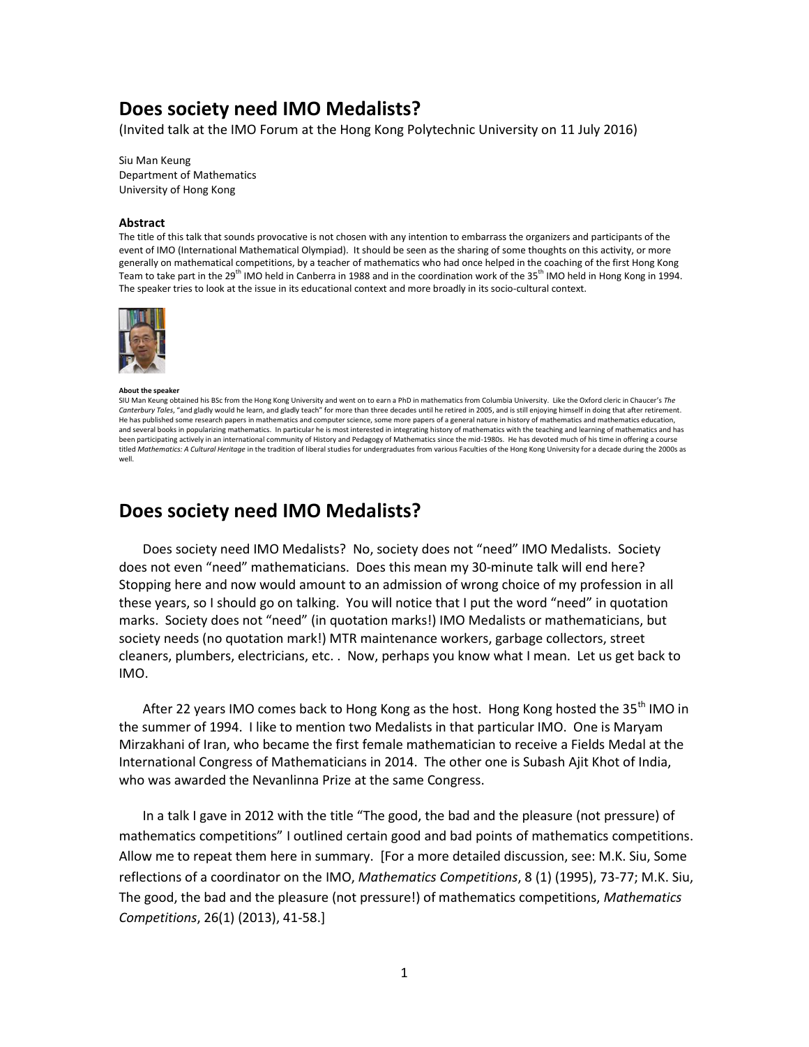# Does society need IMO Medalists?

(Invited talk at the IMO Forum at the Hong Kong Polytechnic University on 11 July 2016)

Siu Man Keung
Department of Mathematics
University of Hong Kong

**Abstract**

The title of this talk that sounds provocative is not chosen with any intention to embarrass the organizers and participants of the event of IMO (International Mathematical Olympiad). It should be seen as the sharing of some thoughts on this activity, or more generally on mathematical competitions, by a teacher of mathematics who had once helped in the coaching of the first Hong Kong Team to take part in the 29th IMO held in Canberra in 1988 and in the coordination work of the 35th IMO held in Hong Kong in 1994. The speaker tries to look at the issue in its educational context and more broadly in its socio-cultural context.

**About the speaker**

SIU Man Keung obtained his BSc from the Hong Kong University and went on to earn a PhD in mathematics from Columbia University. Like the Oxford cleric in Chaucer's *The Canterbury Tales*, "and gladly would he learn, and gladly teach" for more than three decades until he retired in 2005, and is still enjoying himself in doing that after retirement. He has published some research papers in mathematics and computer science, some more papers of a general nature in history of mathematics and mathematics education, and several books in popularizing mathematics. In particular he is most interested in integrating history of mathematics with the teaching and learning of mathematics and has been participating actively in an international community of History and Pedagogy of Mathematics since the mid-1980s. He has devoted much of his time in offering a course titled *Mathematics: A Cultural Heritage* in the tradition of liberal studies for undergraduates from various Faculties of the Hong Kong University for a decade during the 2000s as well.

# Does society need IMO Medalists?

Does society need IMO Medalists? No, society does not "need" IMO Medalists. Society does not even "need" mathematicians. Does this mean my 30-minute talk will end here? Stopping here and now would amount to an admission of wrong choice of my profession in all these years, so I should go on talking. You will notice that I put the word "need" in quotation marks. Society does not "need" (in quotation marks!) IMO Medalists or mathematicians, but society needs (no quotation mark!) MTR maintenance workers, garbage collectors, street cleaners, plumbers, electricians, etc. . Now, perhaps you know what I mean. Let us get back to IMO.

After 22 years IMO comes back to Hong Kong as the host. Hong Kong hosted the 35th IMO in the summer of 1994. I like to mention two Medalists in that particular IMO. One is Maryam Mirzakhani of Iran, who became the first female mathematician to receive a Fields Medal at the International Congress of Mathematicians in 2014. The other one is Subash Ajit Khot of India, who was awarded the Nevanlinna Prize at the same Congress.

In a talk I gave in 2012 with the title "The good, the bad and the pleasure (not pressure) of mathematics competitions" I outlined certain good and bad points of mathematics competitions. Allow me to repeat them here in summary. [For a more detailed discussion, see: M.K. Siu, Some reflections of a coordinator on the IMO, *Mathematics Competitions*, 8 (1) (1995), 73-77; M.K. Siu, The good, the bad and the pleasure (not pressure!) of mathematics competitions, *Mathematics Competitions*, 26(1) (2013), 41-58.]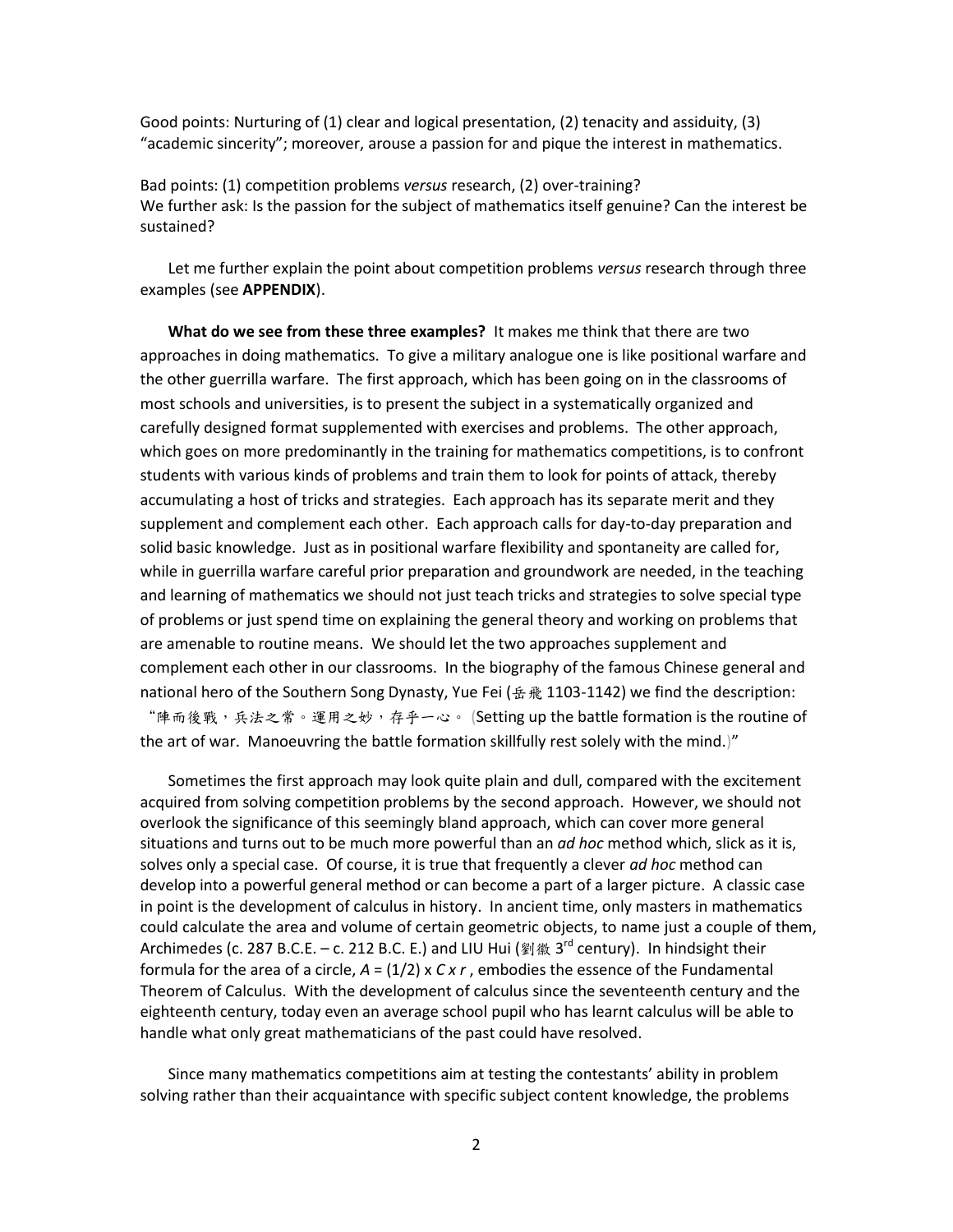Good points: Nurturing of (1) clear and logical presentation, (2) tenacity and assiduity, (3) "academic sincerity"; moreover, arouse a passion for and pique the interest in mathematics.

Bad points: (1) competition problems *versus* research, (2) over-training?
We further ask: Is the passion for the subject of mathematics itself genuine? Can the interest be sustained?

Let me further explain the point about competition problems *versus* research through three examples (see **APPENDIX**).

**What do we see from these three examples?** It makes me think that there are two approaches in doing mathematics. To give a military analogue one is like positional warfare and the other guerrilla warfare. The first approach, which has been going on in the classrooms of most schools and universities, is to present the subject in a systematically organized and carefully designed format supplemented with exercises and problems. The other approach, which goes on more predominantly in the training for mathematics competitions, is to confront students with various kinds of problems and train them to look for points of attack, thereby accumulating a host of tricks and strategies. Each approach has its separate merit and they supplement and complement each other. Each approach calls for day-to-day preparation and solid basic knowledge. Just as in positional warfare flexibility and spontaneity are called for, while in guerrilla warfare careful prior preparation and groundwork are needed, in the teaching and learning of mathematics we should not just teach tricks and strategies to solve special type of problems or just spend time on explaining the general theory and working on problems that are amenable to routine means. We should let the two approaches supplement and complement each other in our classrooms. In the biography of the famous Chinese general and national hero of the Southern Song Dynasty, Yue Fei (岳飛 1103-1142) we find the description: "陣而後戰，兵法之常。運用之妙，存乎一心。 (Setting up the battle formation is the routine of the art of war. Manoeuvring the battle formation skillfully rest solely with the mind.)"

Sometimes the first approach may look quite plain and dull, compared with the excitement acquired from solving competition problems by the second approach. However, we should not overlook the significance of this seemingly bland approach, which can cover more general situations and turns out to be much more powerful than an *ad hoc* method which, slick as it is, solves only a special case. Of course, it is true that frequently a clever *ad hoc* method can develop into a powerful general method or can become a part of a larger picture. A classic case in point is the development of calculus in history. In ancient time, only masters in mathematics could calculate the area and volume of certain geometric objects, to name just a couple of them, Archimedes (c. 287 B.C.E. – c. 212 B.C. E.) and LIU Hui (劉徽 3rd century). In hindsight their formula for the area of a circle, $A = (1/2) \times C \times r$, embodies the essence of the Fundamental Theorem of Calculus. With the development of calculus since the seventeenth century and the eighteenth century, today even an average school pupil who has learnt calculus will be able to handle what only great mathematicians of the past could have resolved.

Since many mathematics competitions aim at testing the contestants' ability in problem solving rather than their acquaintance with specific subject content knowledge, the problems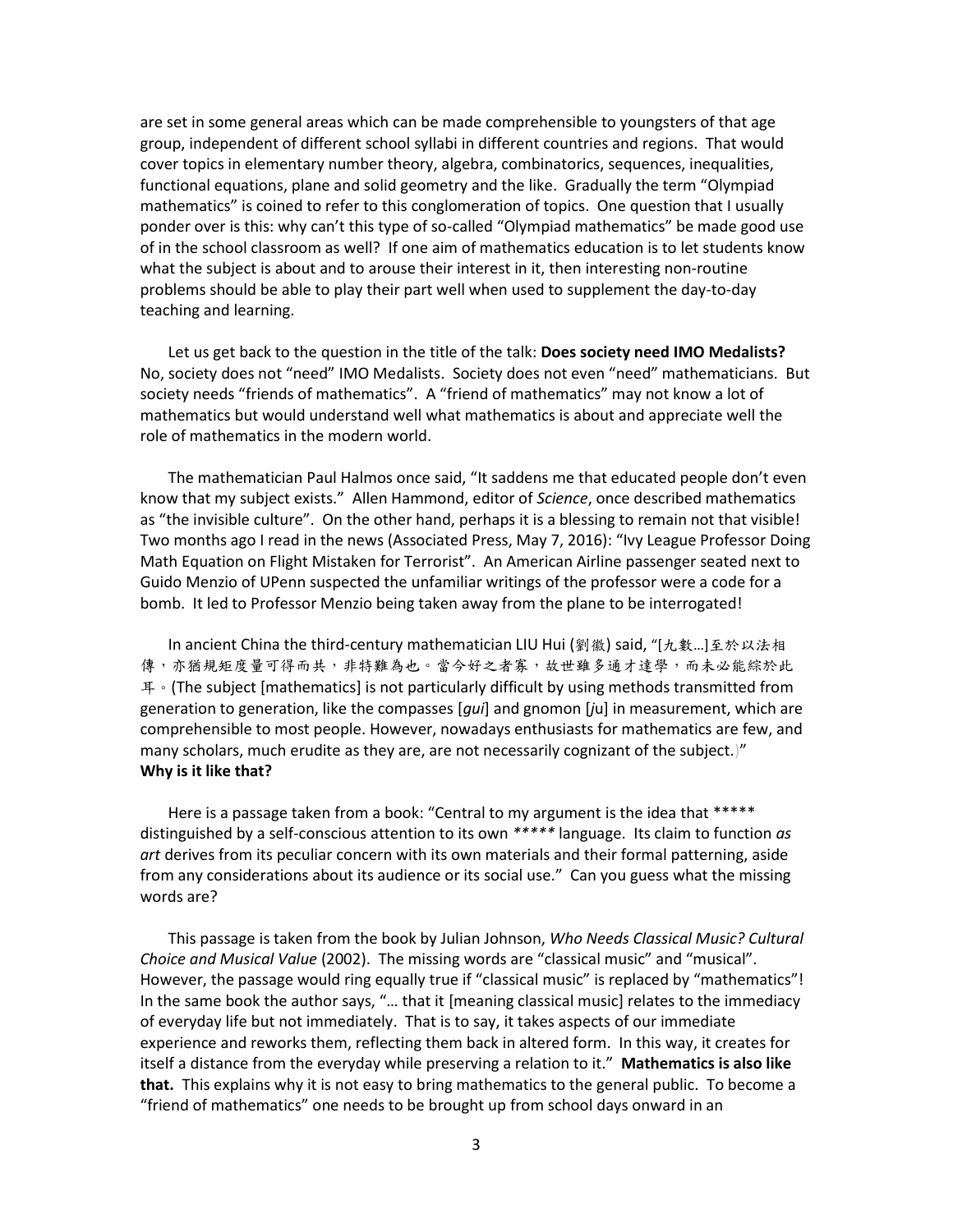are set in some general areas which can be made comprehensible to youngsters of that age group, independent of different school syllabi in different countries and regions. That would cover topics in elementary number theory, algebra, combinatorics, sequences, inequalities, functional equations, plane and solid geometry and the like. Gradually the term "Olympiad mathematics" is coined to refer to this conglomeration of topics. One question that I usually ponder over is this: why can't this type of so-called "Olympiad mathematics" be made good use of in the school classroom as well? If one aim of mathematics education is to let students know what the subject is about and to arouse their interest in it, then interesting non-routine problems should be able to play their part well when used to supplement the day-to-day teaching and learning.

Let us get back to the question in the title of the talk: **Does society need IMO Medalists?** No, society does not "need" IMO Medalists. Society does not even "need" mathematicians. But society needs "friends of mathematics". A "friend of mathematics" may not know a lot of mathematics but would understand well what mathematics is about and appreciate well the role of mathematics in the modern world.

The mathematician Paul Halmos once said, "It saddens me that educated people don't even know that my subject exists." Allen Hammond, editor of *Science*, once described mathematics as "the invisible culture". On the other hand, perhaps it is a blessing to remain not that visible! Two months ago I read in the news (Associated Press, May 7, 2016): "Ivy League Professor Doing Math Equation on Flight Mistaken for Terrorist". An American Airline passenger seated next to Guido Menzio of UPenn suspected the unfamiliar writings of the professor were a code for a bomb. It led to Professor Menzio being taken away from the plane to be interrogated!

In ancient China the third-century mathematician LIU Hui (劉徽) said, "[九數…]至於以法相傳，亦猶規矩度量可得而共，非特難為也。當今好之者寡，故世雖多通才達學，而未必能綜於此耳。(The subject [mathematics] is not particularly difficult by using methods transmitted from generation to generation, like the compasses [*gui*] and gnomon [*ju*] in measurement, which are comprehensible to most people. However, nowadays enthusiasts for mathematics are few, and many scholars, much erudite as they are, are not necessarily cognizant of the subject.)"
**Why is it like that?**

Here is a passage taken from a book: "Central to my argument is the idea that ***** distinguished by a self-conscious attention to its own ***** language. Its claim to function *as art* derives from its peculiar concern with its own materials and their formal patterning, aside from any considerations about its audience or its social use." Can you guess what the missing words are?

This passage is taken from the book by Julian Johnson, *Who Needs Classical Music? Cultural Choice and Musical Value* (2002). The missing words are "classical music" and "musical". However, the passage would ring equally true if "classical music" is replaced by "mathematics"! In the same book the author says, "… that it [meaning classical music] relates to the immediacy of everyday life but not immediately. That is to say, it takes aspects of our immediate experience and reworks them, reflecting them back in altered form. In this way, it creates for itself a distance from the everyday while preserving a relation to it." **Mathematics is also like that.** This explains why it is not easy to bring mathematics to the general public. To become a "friend of mathematics" one needs to be brought up from school days onward in an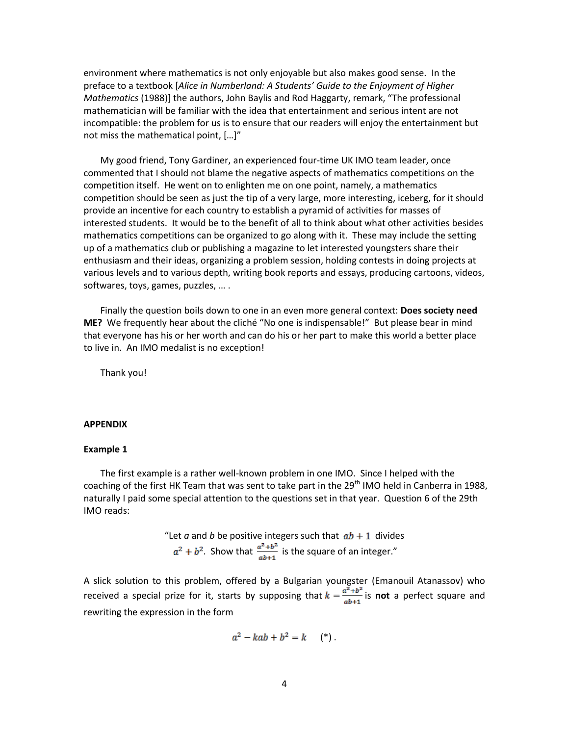environment where mathematics is not only enjoyable but also makes good sense. In the preface to a textbook [*Alice in Numberland: A Students' Guide to the Enjoyment of Higher Mathematics* (1988)] the authors, John Baylis and Rod Haggarty, remark, "The professional mathematician will be familiar with the idea that entertainment and serious intent are not incompatible: the problem for us is to ensure that our readers will enjoy the entertainment but not miss the mathematical point, […]"

My good friend, Tony Gardiner, an experienced four-time UK IMO team leader, once commented that I should not blame the negative aspects of mathematics competitions on the competition itself. He went on to enlighten me on one point, namely, a mathematics competition should be seen as just the tip of a very large, more interesting, iceberg, for it should provide an incentive for each country to establish a pyramid of activities for masses of interested students. It would be to the benefit of all to think about what other activities besides mathematics competitions can be organized to go along with it. These may include the setting up of a mathematics club or publishing a magazine to let interested youngsters share their enthusiasm and their ideas, organizing a problem session, holding contests in doing projects at various levels and to various depth, writing book reports and essays, producing cartoons, videos, softwares, toys, games, puzzles, … .

Finally the question boils down to one in an even more general context: **Does society need ME?** We frequently hear about the cliché "No one is indispensable!" But please bear in mind that everyone has his or her worth and can do his or her part to make this world a better place to live in. An IMO medalist is no exception!

Thank you!

**APPENDIX**

**Example 1**

The first example is a rather well-known problem in one IMO. Since I helped with the coaching of the first HK Team that was sent to take part in the 29th IMO held in Canberra in 1988, naturally I paid some special attention to the questions set in that year. Question 6 of the 29th IMO reads:

"Let *a* and *b* be positive integers such that $ab+1$ divides $a^2+b^2$. Show that $\frac{a^2+b^2}{ab+1}$ is the square of an integer."

A slick solution to this problem, offered by a Bulgarian youngster (Emanouil Atanassov) who received a special prize for it, starts by supposing that $k=\frac{a^2+b^2}{ab+1}$ is **not** a perfect square and rewriting the expression in the form

$$a^2-kab+b^2=k \quad (*).$$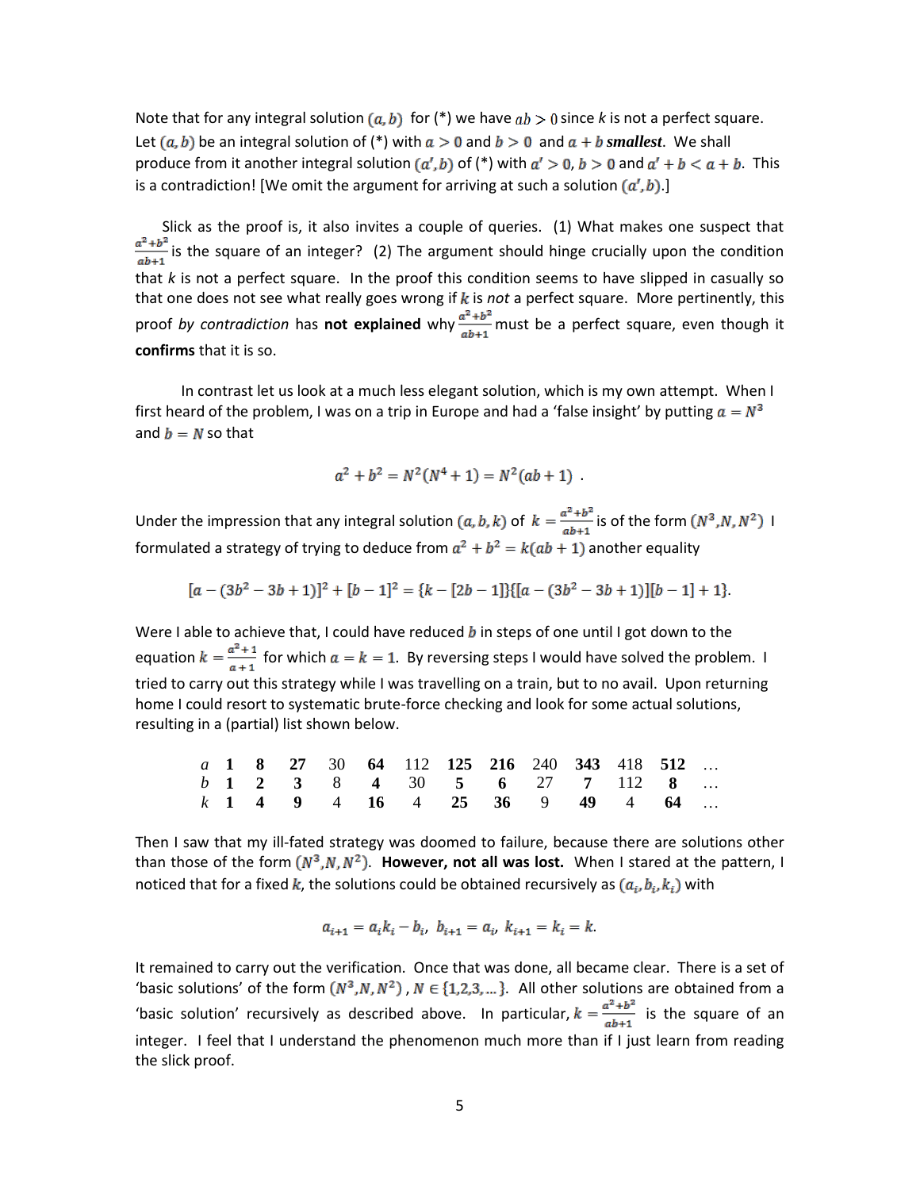Note that for any integral solution $(a, b)$ for (*) we have $ab > 0$ since $k$ is not a perfect square. Let $(a, b)$ be an integral solution of (*) with $a > 0$ and $b > 0$ and $a + b$ ***smallest***. We shall produce from it another integral solution $(a', b)$ of (*) with $a' > 0$, $b > 0$ and $a' + b < a + b$. This is a contradiction! [We omit the argument for arriving at such a solution $(a', b)$.]

Slick as the proof is, it also invites a couple of queries. (1) What makes one suspect that $\frac{a^2+b^2}{ab+1}$ is the square of an integer? (2) The argument should hinge crucially upon the condition that $k$ is not a perfect square. In the proof this condition seems to have slipped in casually so that one does not see what really goes wrong if $k$ is *not* a perfect square. More pertinently, this proof *by contradiction* has **not explained** why $\frac{a^2+b^2}{ab+1}$ must be a perfect square, even though it **confirms** that it is so.

In contrast let us look at a much less elegant solution, which is my own attempt. When I first heard of the problem, I was on a trip in Europe and had a 'false insight' by putting $a = N^3$ and $b = N$ so that

$$a^2 + b^2 = N^2(N^4 + 1) = N^2(ab + 1) \ .$$

Under the impression that any integral solution $(a, b, k)$ of $k = \frac{a^2+b^2}{ab+1}$ is of the form $(N^3, N, N^2)$ I formulated a strategy of trying to deduce from $a^2 + b^2 = k(ab + 1)$ another equality

$$[a - (3b^2 - 3b + 1)]^2 + [b - 1]^2 = \{k - [2b - 1]\}\{[a - (3b^2 - 3b + 1)][b - 1] + 1\}.$$

Were I able to achieve that, I could have reduced $b$ in steps of one until I got down to the equation $k = \frac{a^2+1}{a+1}$ for which $a = k = 1$. By reversing steps I would have solved the problem. I tried to carry out this strategy while I was travelling on a train, but to no avail. Upon returning home I could resort to systematic brute-force checking and look for some actual solutions, resulting in a (partial) list shown below.

| $a$ | **1** | **8** | **27** | 30 | **64** | 112 | **125** | **216** | 240 | **343** | 418 | **512** | … |
|---|---|---|---|---|---|---|---|---|---|---|---|---|---|
| $b$ | **1** | **2** | **3** | 8 | **4** | 30 | **5** | **6** | 27 | **7** | 112 | **8** | … |
| $k$ | **1** | **4** | **9** | 4 | **16** | 4 | **25** | **36** | 9 | **49** | 4 | **64** | … |

Then I saw that my ill-fated strategy was doomed to failure, because there are solutions other than those of the form $(N^3, N, N^2)$. **However, not all was lost.** When I stared at the pattern, I noticed that for a fixed $k$, the solutions could be obtained recursively as $(a_i, b_i, k_i)$ with

$$a_{i+1} = a_i k_i - b_i,\ b_{i+1} = a_i,\ k_{i+1} = k_i = k.$$

It remained to carry out the verification. Once that was done, all became clear. There is a set of 'basic solutions' of the form $(N^3, N, N^2)$, $N \in \{1,2,3, \ldots\}$. All other solutions are obtained from a 'basic solution' recursively as described above. In particular, $k = \frac{a^2+b^2}{ab+1}$ is the square of an integer. I feel that I understand the phenomenon much more than if I just learn from reading the slick proof.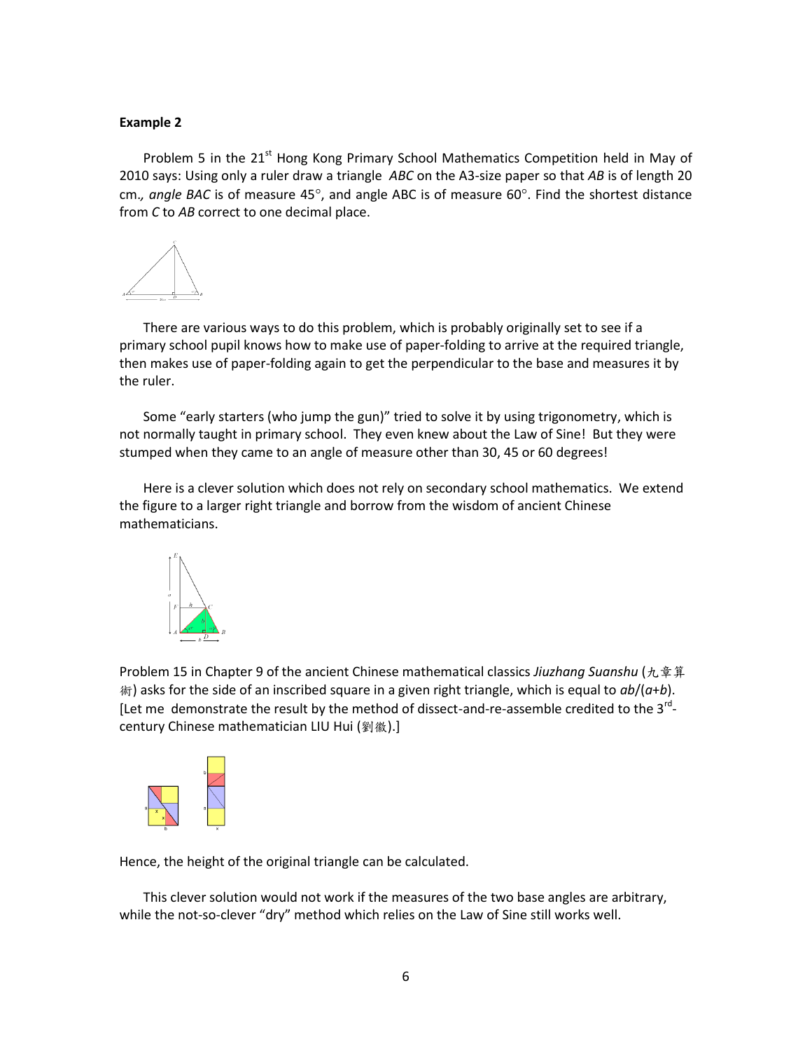**Example 2**

Problem 5 in the 21st Hong Kong Primary School Mathematics Competition held in May of 2010 says: Using only a ruler draw a triangle *ABC* on the A3-size paper so that *AB* is of length 20 cm.*, angle BAC* is of measure 45°, and angle ABC is of measure 60°. Find the shortest distance from *C* to *AB* correct to one decimal place.

There are various ways to do this problem, which is probably originally set to see if a primary school pupil knows how to make use of paper-folding to arrive at the required triangle, then makes use of paper-folding again to get the perpendicular to the base and measures it by the ruler.

Some "early starters (who jump the gun)" tried to solve it by using trigonometry, which is not normally taught in primary school. They even knew about the Law of Sine! But they were stumped when they came to an angle of measure other than 30, 45 or 60 degrees!

Here is a clever solution which does not rely on secondary school mathematics. We extend the figure to a larger right triangle and borrow from the wisdom of ancient Chinese mathematicians.

Problem 15 in Chapter 9 of the ancient Chinese mathematical classics *Jiuzhang Suanshu* (九章算術) asks for the side of an inscribed square in a given right triangle, which is equal to *ab*/(*a*+*b*). [Let me demonstrate the result by the method of dissect-and-re-assemble credited to the 3rd-century Chinese mathematician LIU Hui (劉徽).]

Hence, the height of the original triangle can be calculated.

This clever solution would not work if the measures of the two base angles are arbitrary, while the not-so-clever "dry" method which relies on the Law of Sine still works well.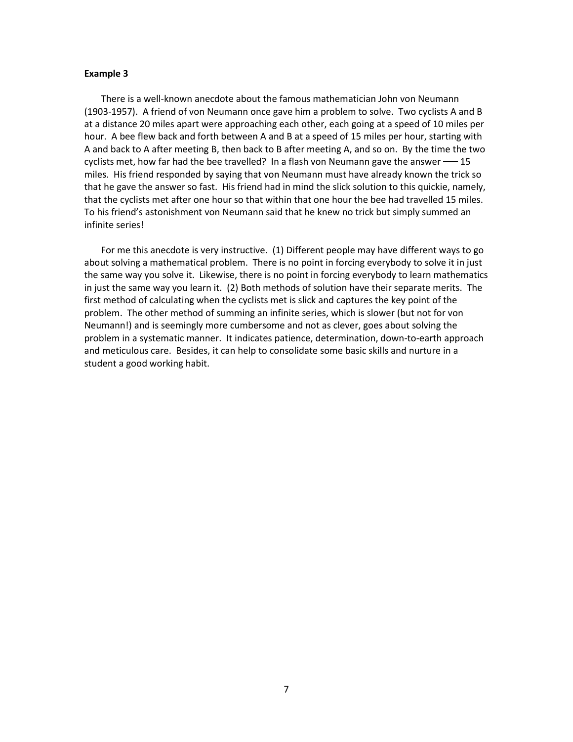**Example 3**

There is a well-known anecdote about the famous mathematician John von Neumann (1903-1957). A friend of von Neumann once gave him a problem to solve. Two cyclists A and B at a distance 20 miles apart were approaching each other, each going at a speed of 10 miles per hour. A bee flew back and forth between A and B at a speed of 15 miles per hour, starting with A and back to A after meeting B, then back to B after meeting A, and so on. By the time the two cyclists met, how far had the bee travelled? In a flash von Neumann gave the answer —— 15 miles. His friend responded by saying that von Neumann must have already known the trick so that he gave the answer so fast. His friend had in mind the slick solution to this quickie, namely, that the cyclists met after one hour so that within that one hour the bee had travelled 15 miles. To his friend's astonishment von Neumann said that he knew no trick but simply summed an infinite series!

For me this anecdote is very instructive. (1) Different people may have different ways to go about solving a mathematical problem. There is no point in forcing everybody to solve it in just the same way you solve it. Likewise, there is no point in forcing everybody to learn mathematics in just the same way you learn it. (2) Both methods of solution have their separate merits. The first method of calculating when the cyclists met is slick and captures the key point of the problem. The other method of summing an infinite series, which is slower (but not for von Neumann!) and is seemingly more cumbersome and not as clever, goes about solving the problem in a systematic manner. It indicates patience, determination, down-to-earth approach and meticulous care. Besides, it can help to consolidate some basic skills and nurture in a student a good working habit.